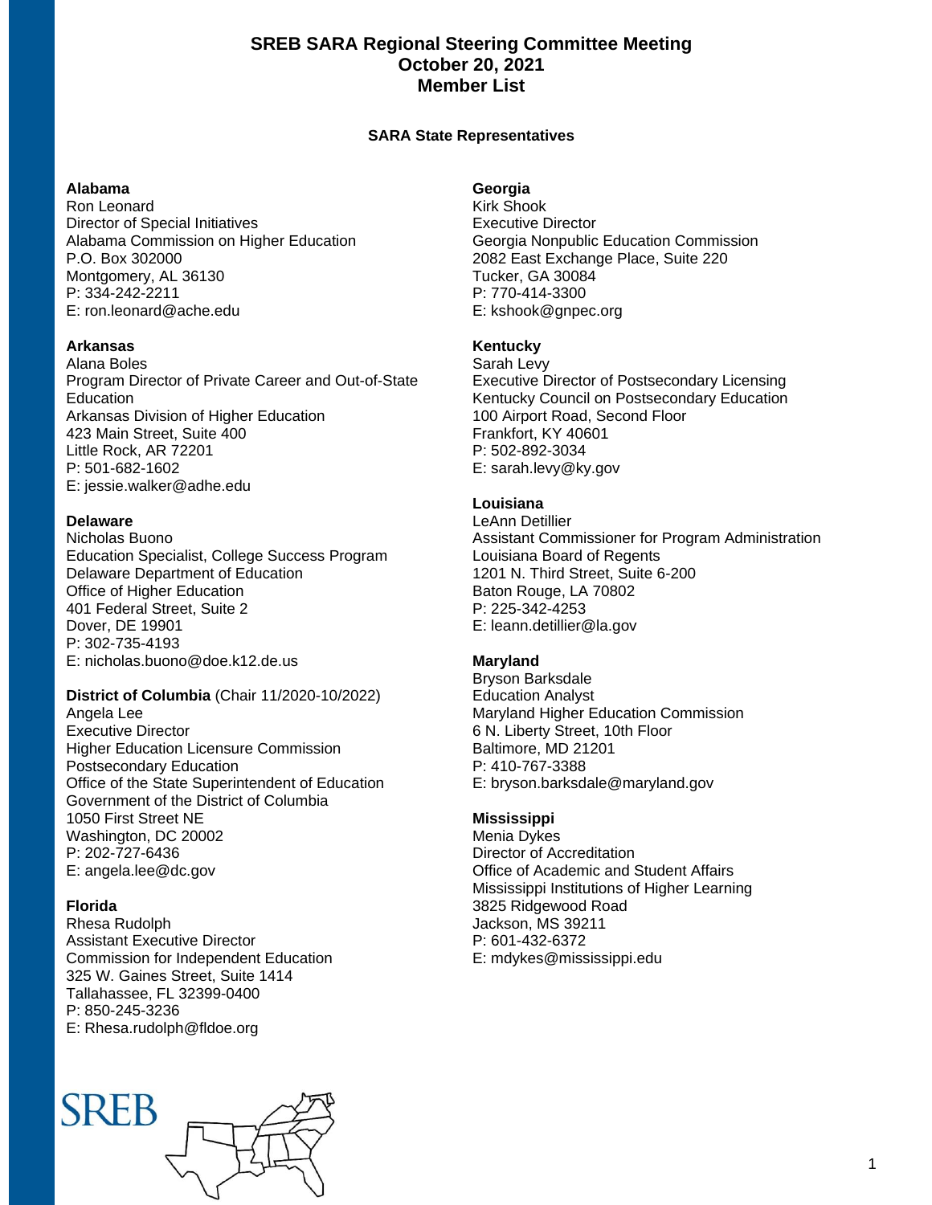# SREB SARA Regional Steering Committee Meeting
# October 20, 2021
# Member List

### SARA State Representatives

**Alabama**
Ron Leonard
Director of Special Initiatives
Alabama Commission on Higher Education
P.O. Box 302000
Montgomery, AL 36130
P: 334-242-2211
E: ron.leonard@ache.edu

**Arkansas**
Alana Boles
Program Director of Private Career and Out-of-State Education
Arkansas Division of Higher Education
423 Main Street, Suite 400
Little Rock, AR 72201
P: 501-682-1602
E: jessie.walker@adhe.edu

**Delaware**
Nicholas Buono
Education Specialist, College Success Program
Delaware Department of Education
Office of Higher Education
401 Federal Street, Suite 2
Dover, DE 19901
P: 302-735-4193
E: nicholas.buono@doe.k12.de.us

**District of Columbia** (Chair 11/2020-10/2022)
Angela Lee
Executive Director
Higher Education Licensure Commission
Postsecondary Education
Office of the State Superintendent of Education
Government of the District of Columbia
1050 First Street NE
Washington, DC 20002
P: 202-727-6436
E: angela.lee@dc.gov

**Florida**
Rhesa Rudolph
Assistant Executive Director
Commission for Independent Education
325 W. Gaines Street, Suite 1414
Tallahassee, FL 32399-0400
P: 850-245-3236
E: Rhesa.rudolph@fldoe.org

**Georgia**
Kirk Shook
Executive Director
Georgia Nonpublic Education Commission
2082 East Exchange Place, Suite 220
Tucker, GA 30084
P: 770-414-3300
E: kshook@gnpec.org

**Kentucky**
Sarah Levy
Executive Director of Postsecondary Licensing
Kentucky Council on Postsecondary Education
100 Airport Road, Second Floor
Frankfort, KY 40601
P: 502-892-3034
E: sarah.levy@ky.gov

**Louisiana**
LeAnn Detillier
Assistant Commissioner for Program Administration
Louisiana Board of Regents
1201 N. Third Street, Suite 6-200
Baton Rouge, LA 70802
P: 225-342-4253
E: leann.detillier@la.gov

**Maryland**
Bryson Barksdale
Education Analyst
Maryland Higher Education Commission
6 N. Liberty Street, 10th Floor
Baltimore, MD 21201
P: 410-767-3388
E: bryson.barksdale@maryland.gov

**Mississippi**
Menia Dykes
Director of Accreditation
Office of Academic and Student Affairs
Mississippi Institutions of Higher Learning
3825 Ridgewood Road
Jackson, MS 39211
P: 601-432-6372
E: mdykes@mississippi.edu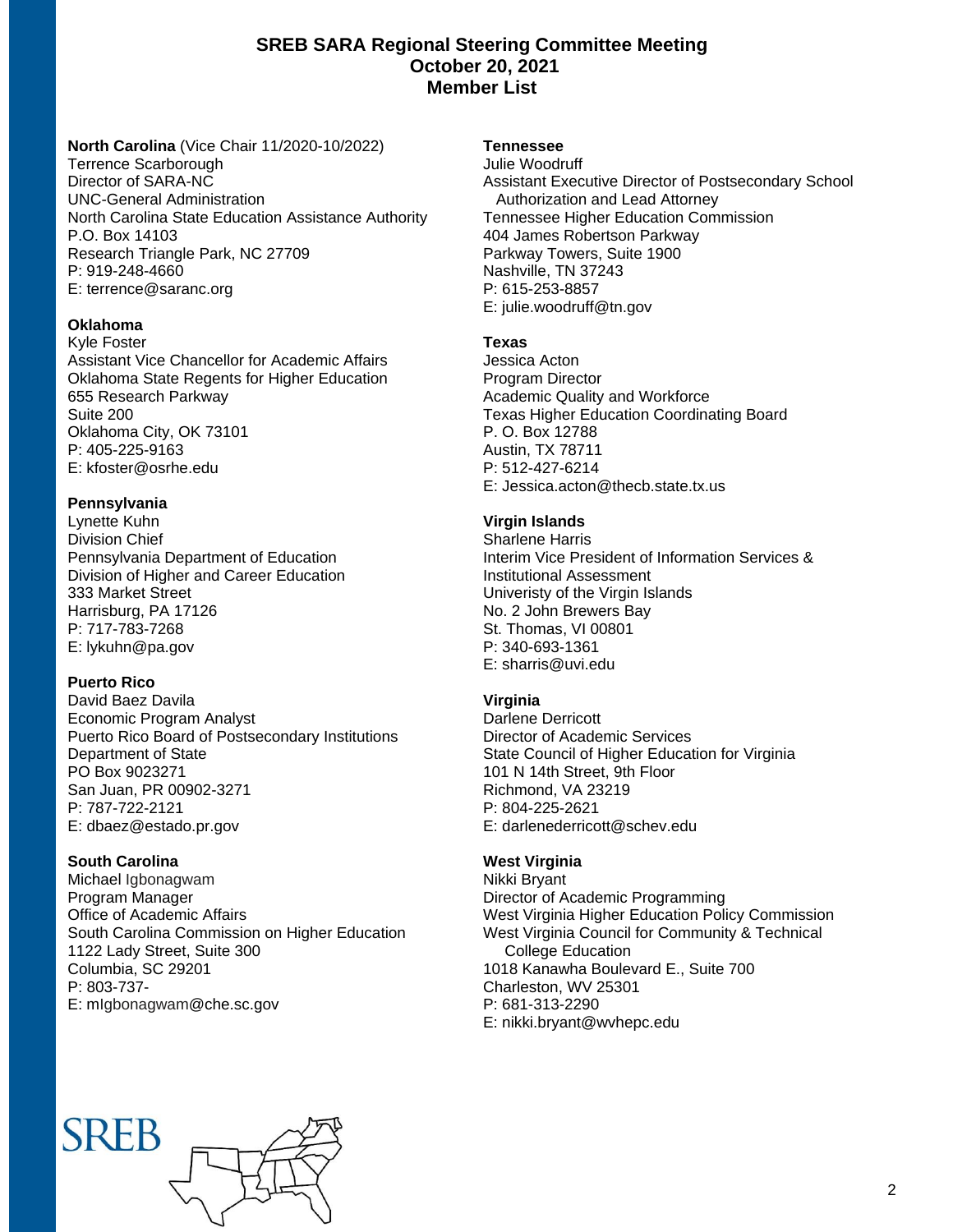# SREB SARA Regional Steering Committee Meeting
## October 20, 2021
## Member List

**North Carolina** (Vice Chair 11/2020-10/2022)
Terrence Scarborough
Director of SARA-NC
UNC-General Administration
North Carolina State Education Assistance Authority
P.O. Box 14103
Research Triangle Park, NC 27709
P: 919-248-4660
E: terrence@saranc.org

**Oklahoma**
Kyle Foster
Assistant Vice Chancellor for Academic Affairs
Oklahoma State Regents for Higher Education
655 Research Parkway
Suite 200
Oklahoma City, OK 73101
P: 405-225-9163
E: kfoster@osrhe.edu

**Pennsylvania**
Lynette Kuhn
Division Chief
Pennsylvania Department of Education
Division of Higher and Career Education
333 Market Street
Harrisburg, PA 17126
P: 717-783-7268
E: lykuhn@pa.gov

**Puerto Rico**
David Baez Davila
Economic Program Analyst
Puerto Rico Board of Postsecondary Institutions
Department of State
PO Box 9023271
San Juan, PR 00902-3271
P: 787-722-2121
E: dbaez@estado.pr.gov

**South Carolina**
Michael Igbonagwam
Program Manager
Office of Academic Affairs
South Carolina Commission on Higher Education
1122 Lady Street, Suite 300
Columbia, SC 29201
P: 803-737-
E: mIgbonagwam@che.sc.gov

**Tennessee**
Julie Woodruff
Assistant Executive Director of Postsecondary School Authorization and Lead Attorney
Tennessee Higher Education Commission
404 James Robertson Parkway
Parkway Towers, Suite 1900
Nashville, TN 37243
P: 615-253-8857
E: julie.woodruff@tn.gov

**Texas**
Jessica Acton
Program Director
Academic Quality and Workforce
Texas Higher Education Coordinating Board
P. O. Box 12788
Austin, TX 78711
P: 512-427-6214
E: Jessica.acton@thecb.state.tx.us

**Virgin Islands**
Sharlene Harris
Interim Vice President of Information Services & Institutional Assessment
Univeristy of the Virgin Islands
No. 2 John Brewers Bay
St. Thomas, VI 00801
P: 340-693-1361
E: sharris@uvi.edu

**Virginia**
Darlene Derricott
Director of Academic Services
State Council of Higher Education for Virginia
101 N 14th Street, 9th Floor
Richmond, VA 23219
P: 804-225-2621
E: darlenederricott@schev.edu

**West Virginia**
Nikki Bryant
Director of Academic Programming
West Virginia Higher Education Policy Commission
West Virginia Council for Community & Technical College Education
1018 Kanawha Boulevard E., Suite 700
Charleston, WV 25301
P: 681-313-2290
E: nikki.bryant@wvhepc.edu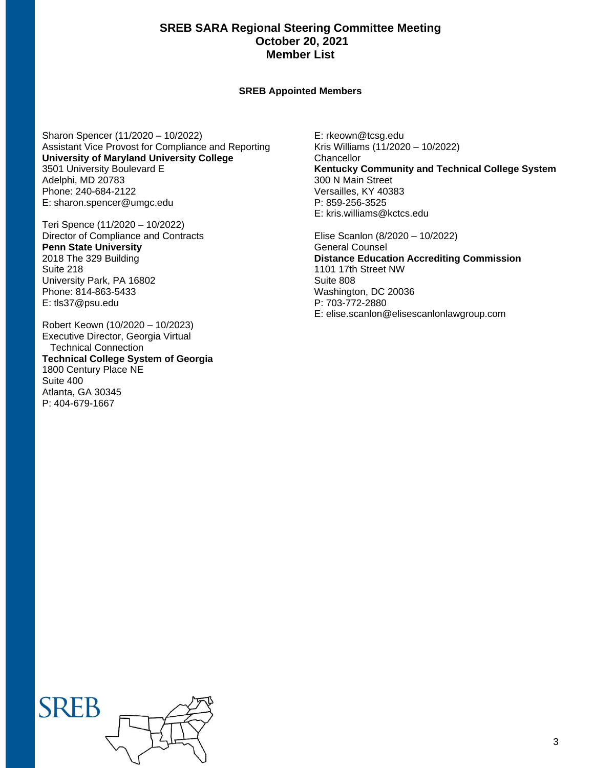# SREB SARA Regional Steering Committee Meeting
# October 20, 2021
# Member List

### SREB Appointed Members

Sharon Spencer (11/2020 – 10/2022)
Assistant Vice Provost for Compliance and Reporting
**University of Maryland University College**
3501 University Boulevard E
Adelphi, MD 20783
Phone: 240-684-2122
E: sharon.spencer@umgc.edu

Teri Spence (11/2020 – 10/2022)
Director of Compliance and Contracts
**Penn State University**
2018 The 329 Building
Suite 218
University Park, PA 16802
Phone: 814-863-5433
E: tls37@psu.edu

Robert Keown (10/2020 – 10/2023)
Executive Director, Georgia Virtual Technical Connection
**Technical College System of Georgia**
1800 Century Place NE
Suite 400
Atlanta, GA 30345
P: 404-679-1667
E: rkeown@tcsg.edu

Kris Williams (11/2020 – 10/2022)
Chancellor
**Kentucky Community and Technical College System**
300 N Main Street
Versailles, KY 40383
P: 859-256-3525
E: kris.williams@kctcs.edu

Elise Scanlon (8/2020 – 10/2022)
General Counsel
**Distance Education Accrediting Commission**
1101 17th Street NW
Suite 808
Washington, DC 20036
P: 703-772-2880
E: elise.scanlon@elisescanlonlawgroup.com